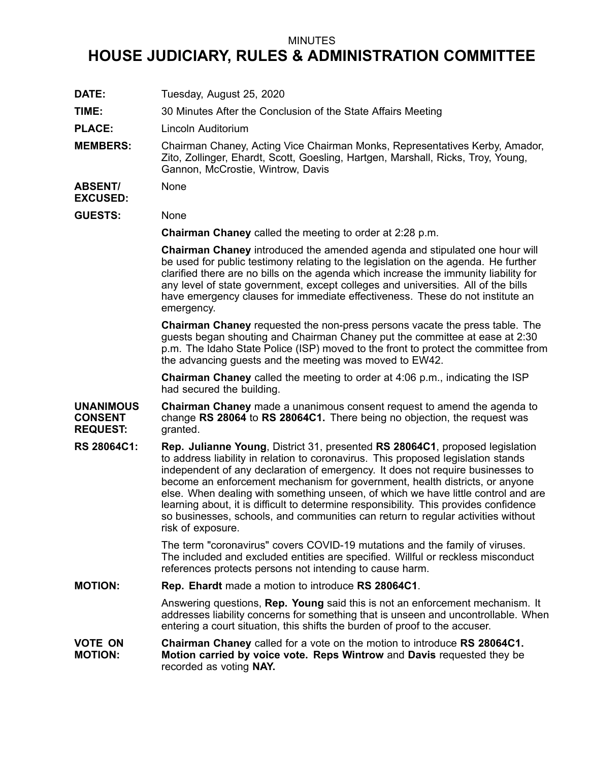MINUTES

# HOUSE JUDICIARY, RULES & ADMINISTRATION COMMITTEE

**DATE:** Tuesday, August 25, 2020

**TIME:** 30 Minutes After the Conclusion of the State Affairs Meeting

**PLACE:** Lincoln Auditorium

**MEMBERS:** Chairman Chaney, Acting Vice Chairman Monks, Representatives Kerby, Amador, Zito, Zollinger, Ehardt, Scott, Goesling, Hartgen, Marshall, Ricks, Troy, Young, Gannon, McCrostie, Wintrow, Davis

**ABSENT/ EXCUSED:** None

**GUESTS:** None

**Chairman Chaney** called the meeting to order at 2:28 p.m.

**Chairman Chaney** introduced the amended agenda and stipulated one hour will be used for public testimony relating to the legislation on the agenda. He further clarified there are no bills on the agenda which increase the immunity liability for any level of state government, except colleges and universities. All of the bills have emergency clauses for immediate effectiveness. These do not institute an emergency.

**Chairman Chaney** requested the non-press persons vacate the press table. The guests began shouting and Chairman Chaney put the committee at ease at 2:30 p.m. The Idaho State Police (ISP) moved to the front to protect the committee from the advancing guests and the meeting was moved to EW42.

**Chairman Chaney** called the meeting to order at 4:06 p.m., indicating the ISP had secured the building.

**UNANIMOUS CONSENT REQUEST:** **Chairman Chaney** made a unanimous consent request to amend the agenda to change **RS 28064** to **RS 28064C1.** There being no objection, the request was granted.

**RS 28064C1:** **Rep. Julianne Young**, District 31, presented **RS 28064C1**, proposed legislation to address liability in relation to coronavirus. This proposed legislation stands independent of any declaration of emergency. It does not require businesses to become an enforcement mechanism for government, health districts, or anyone else. When dealing with something unseen, of which we have little control and are learning about, it is difficult to determine responsibility. This provides confidence so businesses, schools, and communities can return to regular activities without risk of exposure.

The term "coronavirus" covers COVID-19 mutations and the family of viruses. The included and excluded entities are specified. Willful or reckless misconduct references protects persons not intending to cause harm.

**MOTION:** **Rep. Ehardt** made a motion to introduce **RS 28064C1**.

Answering questions, **Rep. Young** said this is not an enforcement mechanism. It addresses liability concerns for something that is unseen and uncontrollable. When entering a court situation, this shifts the burden of proof to the accuser.

**VOTE ON MOTION:** **Chairman Chaney** called for a vote on the motion to introduce **RS 28064C1. Motion carried by voice vote. Reps Wintrow** and **Davis** requested they be recorded as voting **NAY.**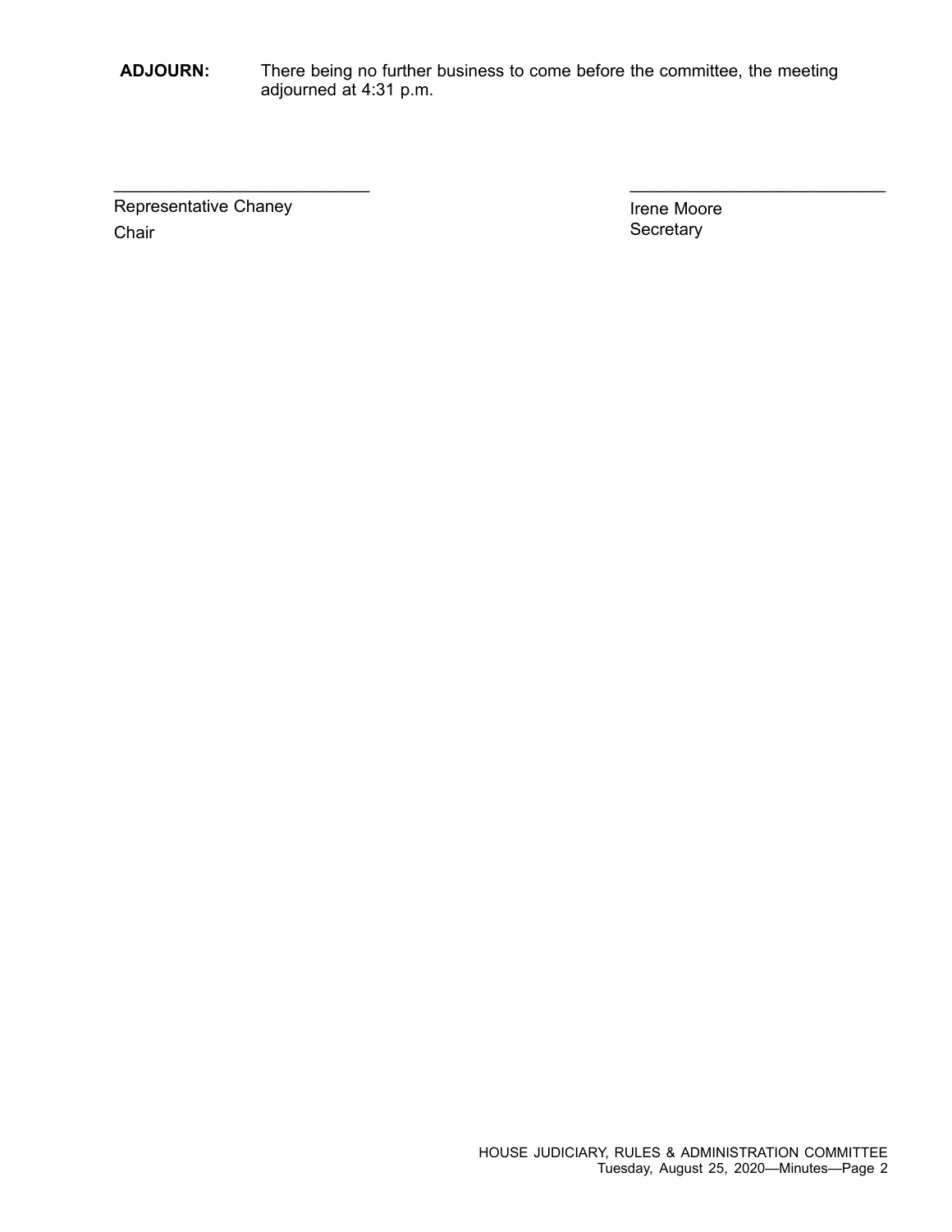**ADJOURN:** There being no further business to come before the committee, the meeting adjourned at 4:31 p.m.

___________________________
Representative Chaney
Chair

___________________________
Irene Moore
Secretary